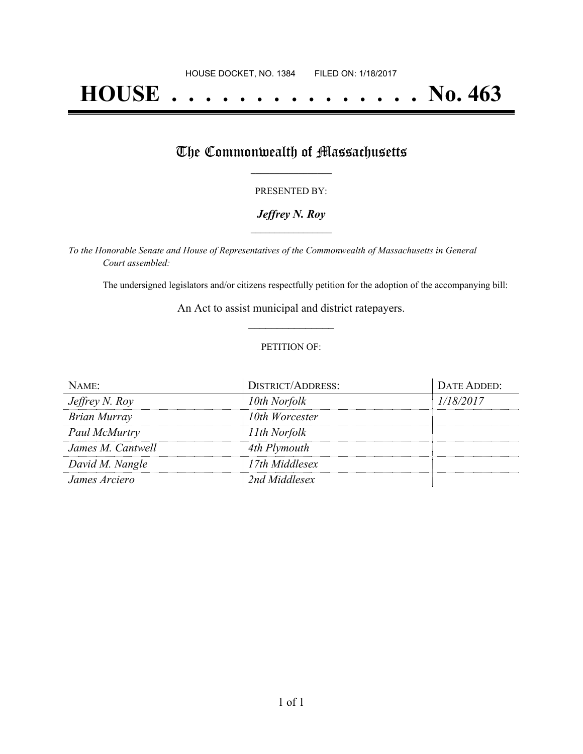HOUSE DOCKET, NO. 1384 FILED ON: 1/18/2017

# HOUSE . . . . . . . . . . . . . . . No. 463

## The Commonwealth of Massachusetts

PRESENTED BY:

***Jeffrey N. Roy***

*To the Honorable Senate and House of Representatives of the Commonwealth of Massachusetts in General Court assembled:*

The undersigned legislators and/or citizens respectfully petition for the adoption of the accompanying bill:

An Act to assist municipal and district ratepayers.

PETITION OF:

| NAME: | DISTRICT/ADDRESS: | DATE ADDED: |
| --- | --- | --- |
| *Jeffrey N. Roy* | *10th Norfolk* | *1/18/2017* |
| *Brian Murray* | *10th Worcester* | |
| *Paul McMurtry* | *11th Norfolk* | |
| *James M. Cantwell* | *4th Plymouth* | |
| *David M. Nangle* | *17th Middlesex* | |
| *James Arciero* | *2nd Middlesex* | |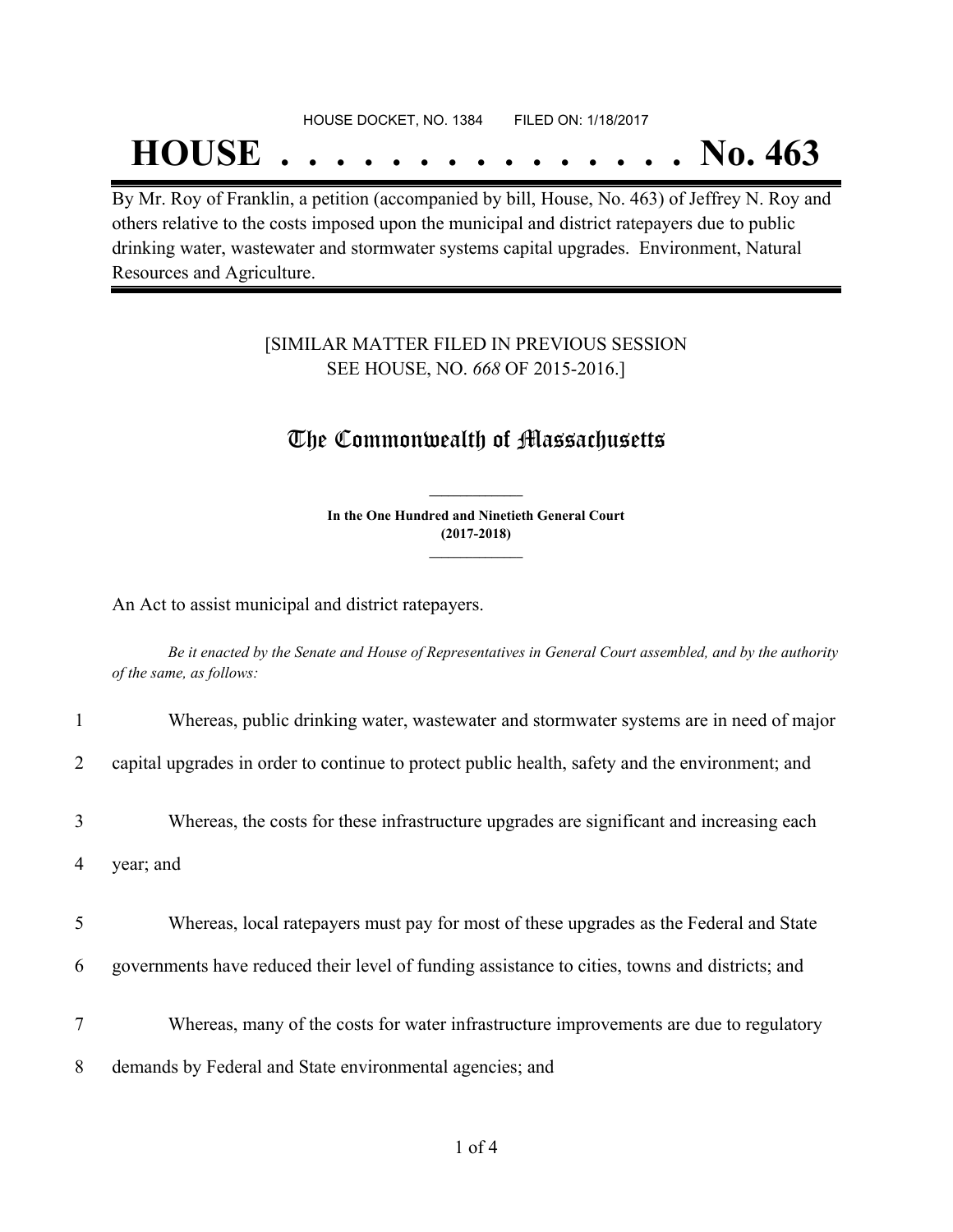HOUSE DOCKET, NO. 1384 FILED ON: 1/18/2017

# HOUSE . . . . . . . . . . . . . . . No. 463

By Mr. Roy of Franklin, a petition (accompanied by bill, House, No. 463) of Jeffrey N. Roy and others relative to the costs imposed upon the municipal and district ratepayers due to public drinking water, wastewater and stormwater systems capital upgrades. Environment, Natural Resources and Agriculture.

[SIMILAR MATTER FILED IN PREVIOUS SESSION
SEE HOUSE, NO. *668* OF 2015-2016.]

## The Commonwealth of Massachusetts

**In the One Hundred and Ninetieth General Court**
**(2017-2018)**

An Act to assist municipal and district ratepayers.

*Be it enacted by the Senate and House of Representatives in General Court assembled, and by the authority of the same, as follows:*

1 Whereas, public drinking water, wastewater and stormwater systems are in need of major
2 capital upgrades in order to continue to protect public health, safety and the environment; and

3 Whereas, the costs for these infrastructure upgrades are significant and increasing each
4 year; and

5 Whereas, local ratepayers must pay for most of these upgrades as the Federal and State
6 governments have reduced their level of funding assistance to cities, towns and districts; and

7 Whereas, many of the costs for water infrastructure improvements are due to regulatory
8 demands by Federal and State environmental agencies; and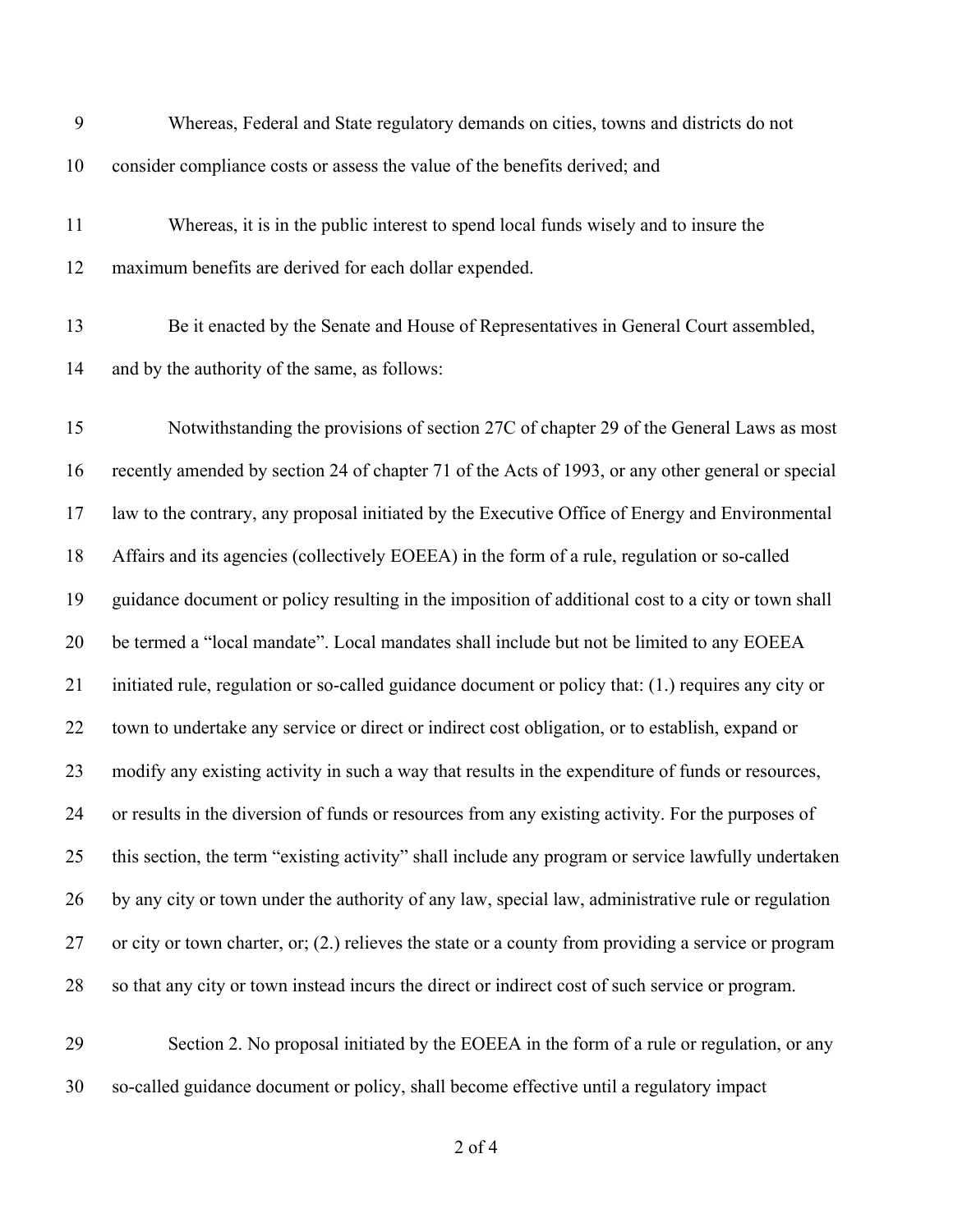Whereas, Federal and State regulatory demands on cities, towns and districts do not consider compliance costs or assess the value of the benefits derived; and

Whereas, it is in the public interest to spend local funds wisely and to insure the maximum benefits are derived for each dollar expended.

Be it enacted by the Senate and House of Representatives in General Court assembled, and by the authority of the same, as follows:

Notwithstanding the provisions of section 27C of chapter 29 of the General Laws as most recently amended by section 24 of chapter 71 of the Acts of 1993, or any other general or special law to the contrary, any proposal initiated by the Executive Office of Energy and Environmental Affairs and its agencies (collectively EOEEA) in the form of a rule, regulation or so-called guidance document or policy resulting in the imposition of additional cost to a city or town shall be termed a "local mandate". Local mandates shall include but not be limited to any EOEEA initiated rule, regulation or so-called guidance document or policy that: (1.) requires any city or town to undertake any service or direct or indirect cost obligation, or to establish, expand or modify any existing activity in such a way that results in the expenditure of funds or resources, or results in the diversion of funds or resources from any existing activity. For the purposes of this section, the term "existing activity" shall include any program or service lawfully undertaken by any city or town under the authority of any law, special law, administrative rule or regulation or city or town charter, or; (2.) relieves the state or a county from providing a service or program so that any city or town instead incurs the direct or indirect cost of such service or program.

Section 2. No proposal initiated by the EOEEA in the form of a rule or regulation, or any so-called guidance document or policy, shall become effective until a regulatory impact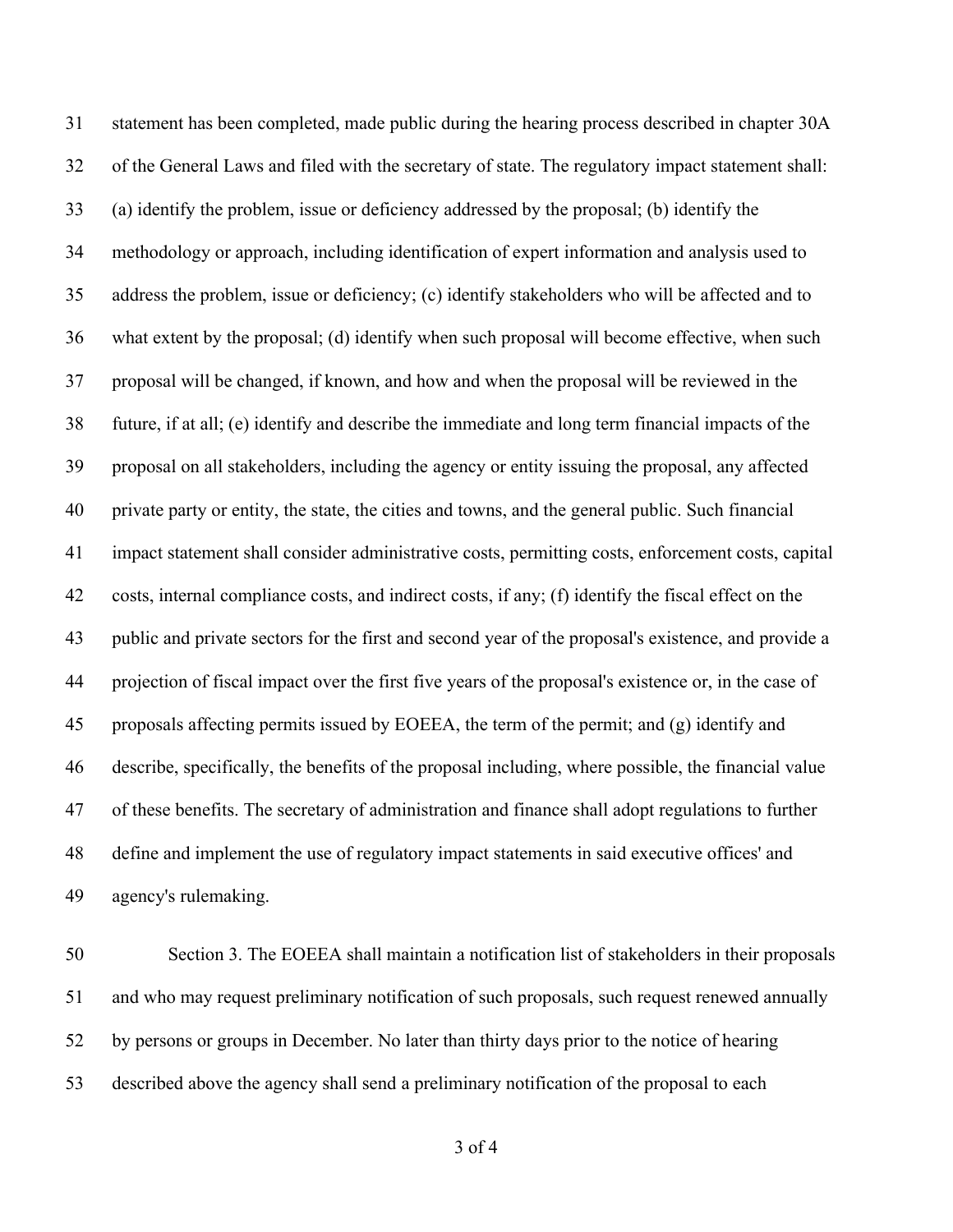statement has been completed, made public during the hearing process described in chapter 30A of the General Laws and filed with the secretary of state. The regulatory impact statement shall: (a) identify the problem, issue or deficiency addressed by the proposal; (b) identify the methodology or approach, including identification of expert information and analysis used to address the problem, issue or deficiency; (c) identify stakeholders who will be affected and to what extent by the proposal; (d) identify when such proposal will become effective, when such proposal will be changed, if known, and how and when the proposal will be reviewed in the future, if at all; (e) identify and describe the immediate and long term financial impacts of the proposal on all stakeholders, including the agency or entity issuing the proposal, any affected private party or entity, the state, the cities and towns, and the general public. Such financial impact statement shall consider administrative costs, permitting costs, enforcement costs, capital costs, internal compliance costs, and indirect costs, if any; (f) identify the fiscal effect on the public and private sectors for the first and second year of the proposal's existence, and provide a projection of fiscal impact over the first five years of the proposal's existence or, in the case of proposals affecting permits issued by EOEEA, the term of the permit; and (g) identify and describe, specifically, the benefits of the proposal including, where possible, the financial value of these benefits. The secretary of administration and finance shall adopt regulations to further define and implement the use of regulatory impact statements in said executive offices' and agency's rulemaking.

Section 3. The EOEEA shall maintain a notification list of stakeholders in their proposals and who may request preliminary notification of such proposals, such request renewed annually by persons or groups in December. No later than thirty days prior to the notice of hearing described above the agency shall send a preliminary notification of the proposal to each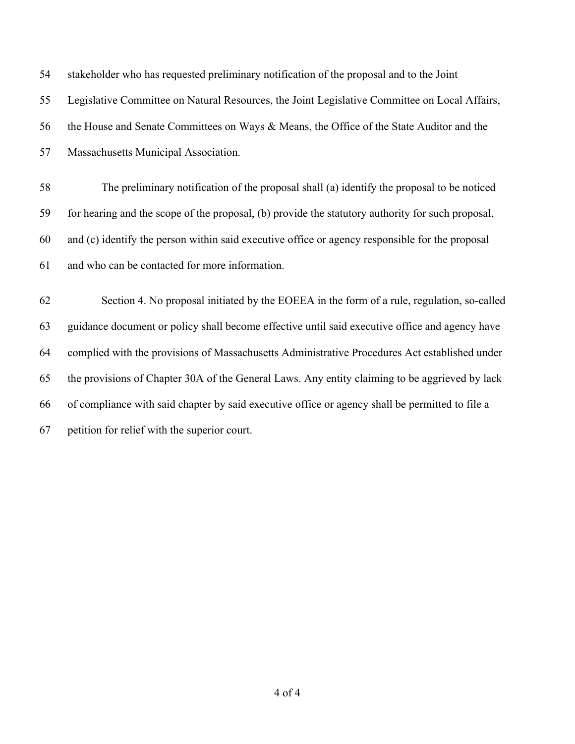stakeholder who has requested preliminary notification of the proposal and to the Joint Legislative Committee on Natural Resources, the Joint Legislative Committee on Local Affairs, the House and Senate Committees on Ways & Means, the Office of the State Auditor and the Massachusetts Municipal Association.

The preliminary notification of the proposal shall (a) identify the proposal to be noticed for hearing and the scope of the proposal, (b) provide the statutory authority for such proposal, and (c) identify the person within said executive office or agency responsible for the proposal and who can be contacted for more information.

Section 4. No proposal initiated by the EOEEA in the form of a rule, regulation, so-called guidance document or policy shall become effective until said executive office and agency have complied with the provisions of Massachusetts Administrative Procedures Act established under the provisions of Chapter 30A of the General Laws. Any entity claiming to be aggrieved by lack of compliance with said chapter by said executive office or agency shall be permitted to file a petition for relief with the superior court.